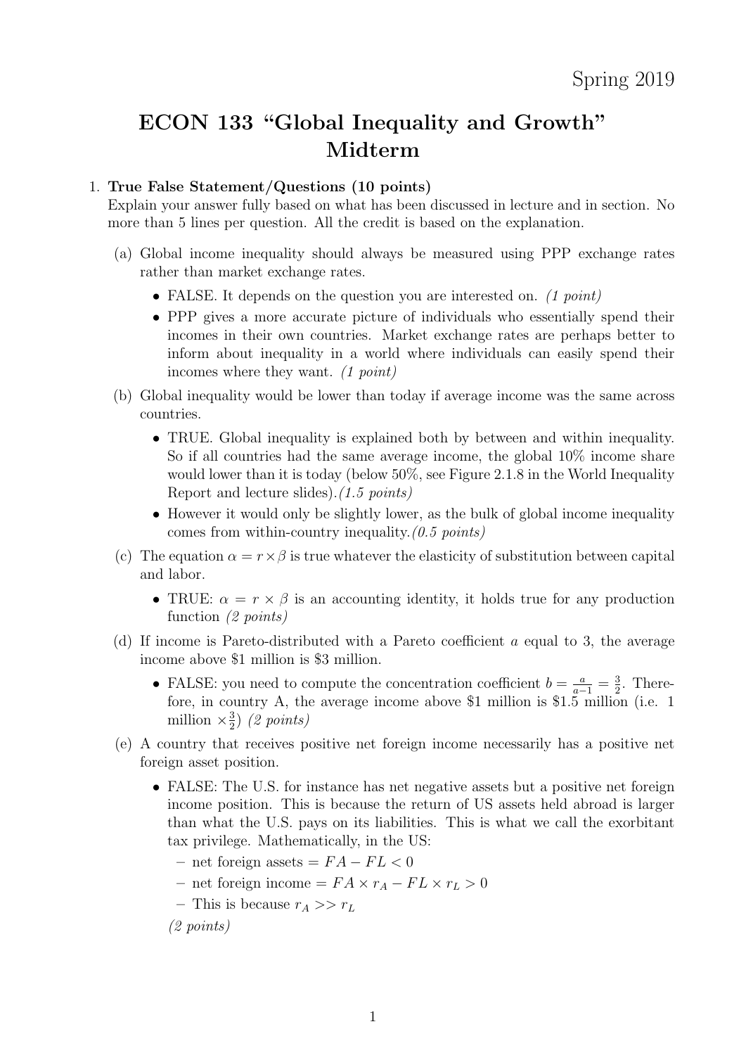Spring 2019

# ECON 133 "Global Inequality and Growth" Midterm

1. **True False Statement/Questions (10 points)**
   Explain your answer fully based on what has been discussed in lecture and in section. No more than 5 lines per question. All the credit is based on the explanation.

   (a) Global income inequality should always be measured using PPP exchange rates rather than market exchange rates.

   - FALSE. It depends on the question you are interested on. *(1 point)*
   - PPP gives a more accurate picture of individuals who essentially spend their incomes in their own countries. Market exchange rates are perhaps better to inform about inequality in a world where individuals can easily spend their incomes where they want. *(1 point)*

   (b) Global inequality would be lower than today if average income was the same across countries.

   - TRUE. Global inequality is explained both by between and within inequality. So if all countries had the same average income, the global 10% income share would lower than it is today (below 50%, see Figure 2.1.8 in the World Inequality Report and lecture slides).*(1.5 points)*
   - However it would only be slightly lower, as the bulk of global income inequality comes from within-country inequality.*(0.5 points)*

   (c) The equation $\alpha = r \times \beta$ is true whatever the elasticity of substitution between capital and labor.

   - TRUE: $\alpha = r \times \beta$ is an accounting identity, it holds true for any production function *(2 points)*

   (d) If income is Pareto-distributed with a Pareto coefficient $a$ equal to 3, the average income above \$1 million is \$3 million.

   - FALSE: you need to compute the concentration coefficient $b = \frac{a}{a-1} = \frac{3}{2}$. Therefore, in country A, the average income above \$1 million is \$1.5 million (i.e. 1 million $\times \frac{3}{2}$) *(2 points)*

   (e) A country that receives positive net foreign income necessarily has a positive net foreign asset position.

   - FALSE: The U.S. for instance has net negative assets but a positive net foreign income position. This is because the return of US assets held abroad is larger than what the U.S. pays on its liabilities. This is what we call the exorbitant tax privilege. Mathematically, in the US:
     - net foreign assets = $FA - FL < 0$
     - net foreign income = $FA \times r_A - FL \times r_L > 0$
     - This is because $r_A >> r_L$

     *(2 points)*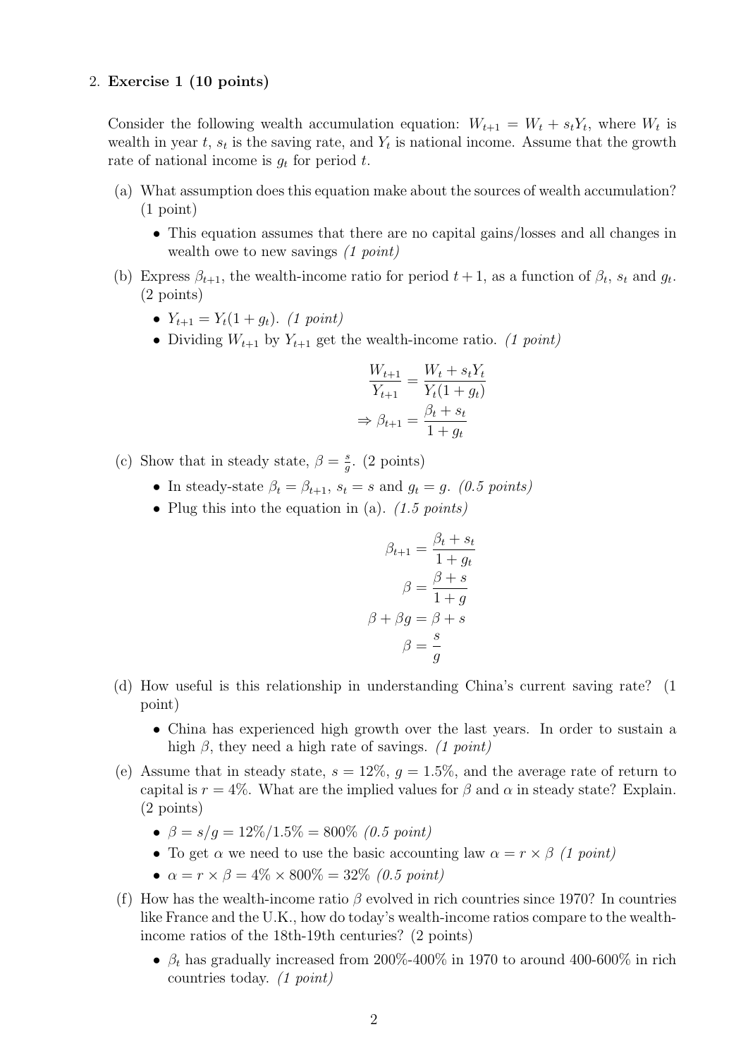2. **Exercise 1 (10 points)**

Consider the following wealth accumulation equation: $W_{t+1} = W_t + s_t Y_t$, where $W_t$ is wealth in year $t$, $s_t$ is the saving rate, and $Y_t$ is national income. Assume that the growth rate of national income is $g_t$ for period $t$.

(a) What assumption does this equation make about the sources of wealth accumulation? (1 point)

- This equation assumes that there are no capital gains/losses and all changes in wealth owe to new savings *(1 point)*

(b) Express $\beta_{t+1}$, the wealth-income ratio for period $t+1$, as a function of $\beta_t$, $s_t$ and $g_t$. (2 points)

- $Y_{t+1} = Y_t(1 + g_t)$. *(1 point)*
- Dividing $W_{t+1}$ by $Y_{t+1}$ get the wealth-income ratio. *(1 point)*

$$\frac{W_{t+1}}{Y_{t+1}} = \frac{W_t + s_t Y_t}{Y_t(1 + g_t)}$$

$$\Rightarrow \beta_{t+1} = \frac{\beta_t + s_t}{1 + g_t}$$

(c) Show that in steady state, $\beta = \frac{s}{g}$. (2 points)

- In steady-state $\beta_t = \beta_{t+1}$, $s_t = s$ and $g_t = g$. *(0.5 points)*
- Plug this into the equation in (a). *(1.5 points)*

$$\beta_{t+1} = \frac{\beta_t + s_t}{1 + g_t}$$

$$\beta = \frac{\beta + s}{1 + g}$$

$$\beta + \beta g = \beta + s$$

$$\beta = \frac{s}{g}$$

(d) How useful is this relationship in understanding China's current saving rate? (1 point)

- China has experienced high growth over the last years. In order to sustain a high $\beta$, they need a high rate of savings. *(1 point)*

(e) Assume that in steady state, $s = 12\%$, $g = 1.5\%$, and the average rate of return to capital is $r = 4\%$. What are the implied values for $\beta$ and $\alpha$ in steady state? Explain. (2 points)

- $\beta = s/g = 12\%/1.5\% = 800\%$ *(0.5 point)*
- To get $\alpha$ we need to use the basic accounting law $\alpha = r \times \beta$ *(1 point)*
- $\alpha = r \times \beta = 4\% \times 800\% = 32\%$ *(0.5 point)*

(f) How has the wealth-income ratio $\beta$ evolved in rich countries since 1970? In countries like France and the U.K., how do today's wealth-income ratios compare to the wealth-income ratios of the 18th-19th centuries? (2 points)

- $\beta_t$ has gradually increased from 200%-400% in 1970 to around 400-600% in rich countries today. *(1 point)*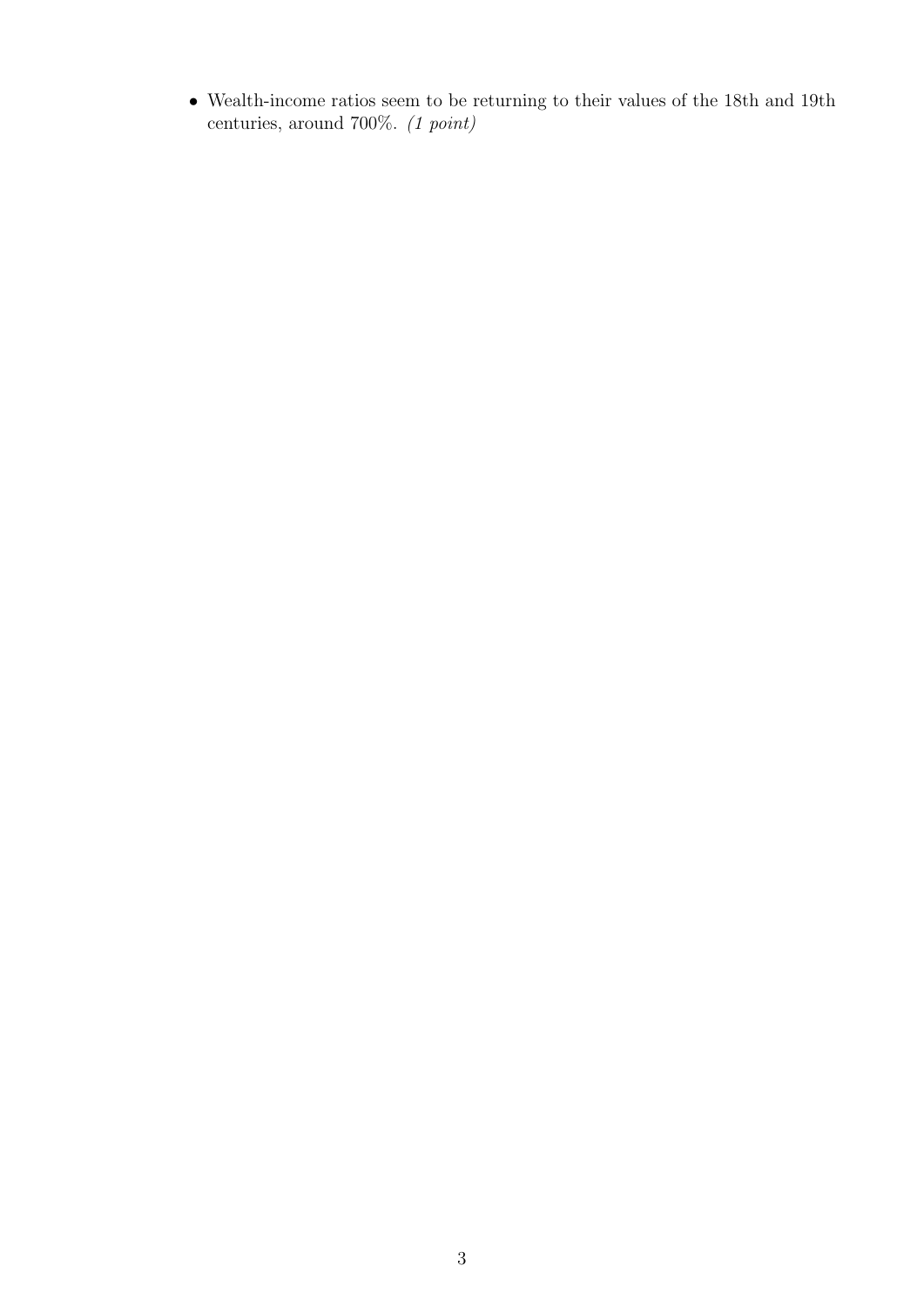- Wealth-income ratios seem to be returning to their values of the 18th and 19th centuries, around 700%. *(1 point)*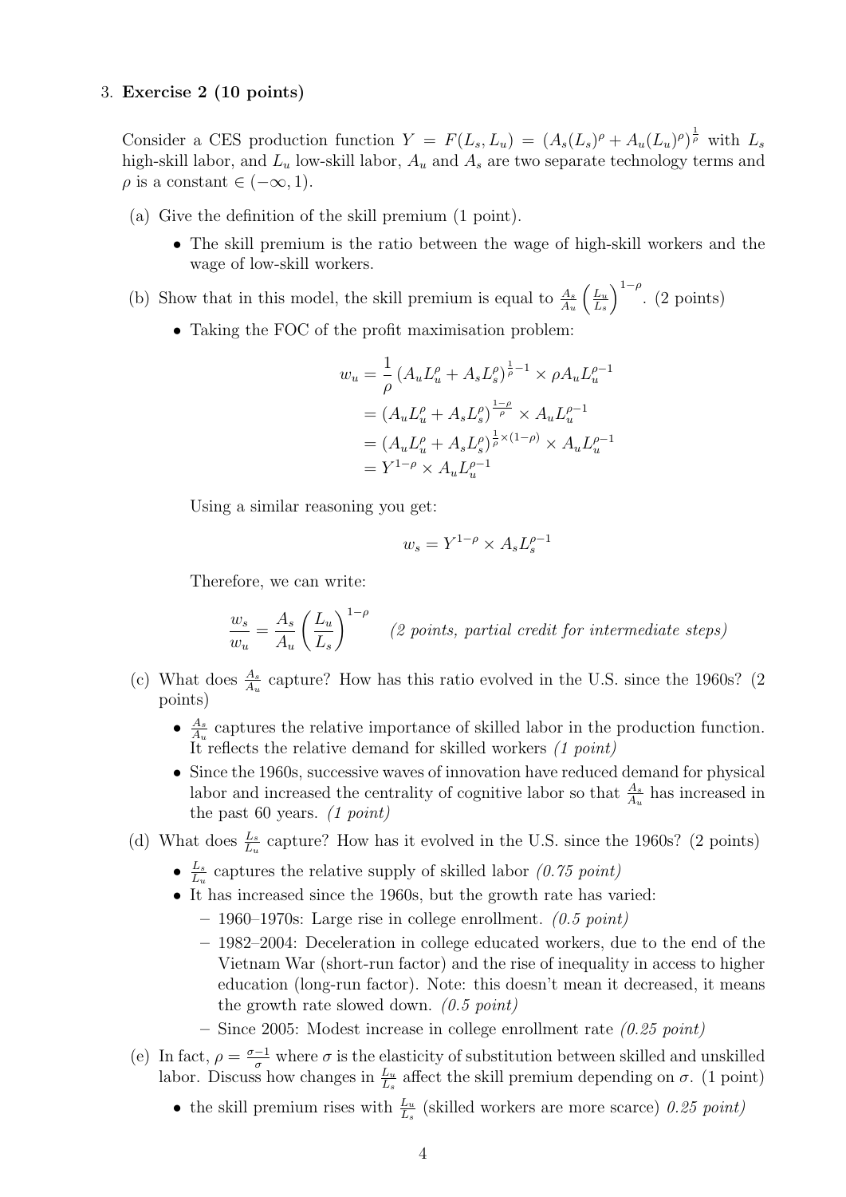3. **Exercise 2 (10 points)**

Consider a CES production function $Y = F(L_s, L_u) = (A_s(L_s)^\rho + A_u(L_u)^\rho)^{\frac{1}{\rho}}$ with $L_s$ high-skill labor, and $L_u$ low-skill labor, $A_u$ and $A_s$ are two separate technology terms and $\rho$ is a constant $\in (-\infty, 1)$.

(a) Give the definition of the skill premium (1 point).

- The skill premium is the ratio between the wage of high-skill workers and the wage of low-skill workers.

(b) Show that in this model, the skill premium is equal to $\frac{A_s}{A_u}\left(\frac{L_u}{L_s}\right)^{1-\rho}$. (2 points)

- Taking the FOC of the profit maximisation problem:

$$\begin{aligned}
w_u &= \frac{1}{\rho}\left(A_u L_u^\rho + A_s L_s^\rho\right)^{\frac{1}{\rho}-1} \times \rho A_u L_u^{\rho-1} \\
&= \left(A_u L_u^\rho + A_s L_s^\rho\right)^{\frac{1-\rho}{\rho}} \times A_u L_u^{\rho-1} \\
&= \left(A_u L_u^\rho + A_s L_s^\rho\right)^{\frac{1}{\rho}\times(1-\rho)} \times A_u L_u^{\rho-1} \\
&= Y^{1-\rho} \times A_u L_u^{\rho-1}
\end{aligned}$$

Using a similar reasoning you get:

$$w_s = Y^{1-\rho} \times A_s L_s^{\rho-1}$$

Therefore, we can write:

$$\frac{w_s}{w_u} = \frac{A_s}{A_u}\left(\frac{L_u}{L_s}\right)^{1-\rho} \quad \textit{(2 points, partial credit for intermediate steps)}$$

(c) What does $\frac{A_s}{A_u}$ capture? How has this ratio evolved in the U.S. since the 1960s? (2 points)

- $\frac{A_s}{A_u}$ captures the relative importance of skilled labor in the production function. It reflects the relative demand for skilled workers *(1 point)*
- Since the 1960s, successive waves of innovation have reduced demand for physical labor and increased the centrality of cognitive labor so that $\frac{A_s}{A_u}$ has increased in the past 60 years. *(1 point)*

(d) What does $\frac{L_s}{L_u}$ capture? How has it evolved in the U.S. since the 1960s? (2 points)

- $\frac{L_s}{L_u}$ captures the relative supply of skilled labor *(0.75 point)*
- It has increased since the 1960s, but the growth rate has varied:
  - 1960–1970s: Large rise in college enrollment. *(0.5 point)*
  - 1982–2004: Deceleration in college educated workers, due to the end of the Vietnam War (short-run factor) and the rise of inequality in access to higher education (long-run factor). Note: this doesn't mean it decreased, it means the growth rate slowed down. *(0.5 point)*
  - Since 2005: Modest increase in college enrollment rate *(0.25 point)*

(e) In fact, $\rho = \frac{\sigma-1}{\sigma}$ where $\sigma$ is the elasticity of substitution between skilled and unskilled labor. Discuss how changes in $\frac{L_u}{L_s}$ affect the skill premium depending on $\sigma$. (1 point)

- the skill premium rises with $\frac{L_u}{L_s}$ (skilled workers are more scarce) *0.25 point)*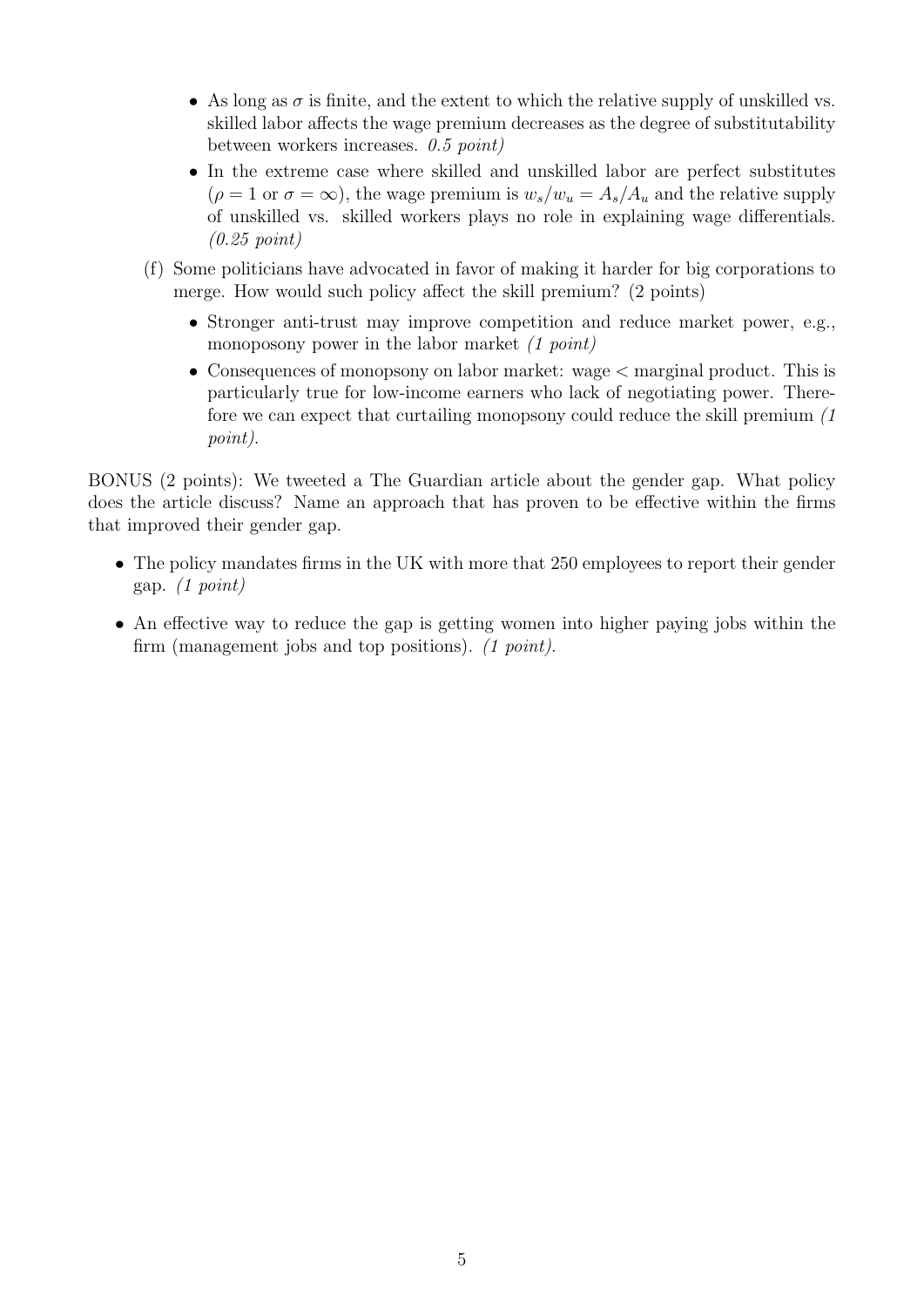- As long as $\sigma$ is finite, and the extent to which the relative supply of unskilled vs. skilled labor affects the wage premium decreases as the degree of substitutability between workers increases. *0.5 point)*
- In the extreme case where skilled and unskilled labor are perfect substitutes ($\rho = 1$ or $\sigma = \infty$), the wage premium is $w_s/w_u = A_s/A_u$ and the relative supply of unskilled vs. skilled workers plays no role in explaining wage differentials. *(0.25 point)*

(f) Some politicians have advocated in favor of making it harder for big corporations to merge. How would such policy affect the skill premium? (2 points)

- Stronger anti-trust may improve competition and reduce market power, e.g., monoposony power in the labor market *(1 point)*
- Consequences of monopsony on labor market: wage < marginal product. This is particularly true for low-income earners who lack of negotiating power. Therefore we can expect that curtailing monopsony could reduce the skill premium *(1 point)*.

BONUS (2 points): We tweeted a The Guardian article about the gender gap. What policy does the article discuss? Name an approach that has proven to be effective within the firms that improved their gender gap.

- The policy mandates firms in the UK with more that 250 employees to report their gender gap. *(1 point)*
- An effective way to reduce the gap is getting women into higher paying jobs within the firm (management jobs and top positions). *(1 point)*.